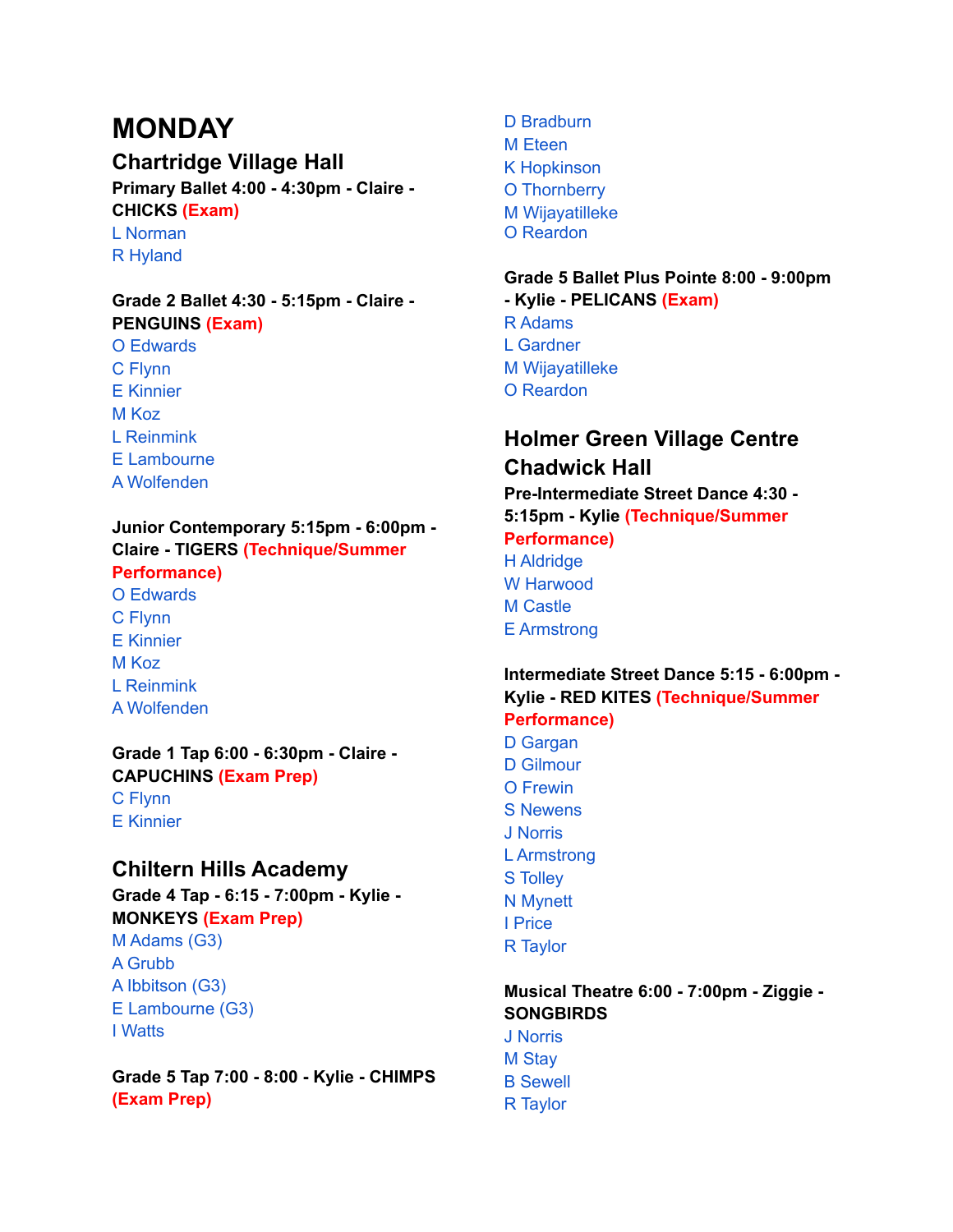# MONDAY

## Chartridge Village Hall

**Primary Ballet 4:00 - 4:30pm - Claire - CHICKS (Exam)**

L Norman
R Hyland

**Grade 2 Ballet 4:30 - 5:15pm - Claire - PENGUINS (Exam)**

O Edwards
C Flynn
E Kinnier
M Koz
L Reinmink
E Lambourne
A Wolfenden

**Junior Contemporary 5:15pm - 6:00pm - Claire - TIGERS (Technique/Summer Performance)**

O Edwards
C Flynn
E Kinnier
M Koz
L Reinmink
A Wolfenden

**Grade 1 Tap 6:00 - 6:30pm - Claire - CAPUCHINS (Exam Prep)**

C Flynn
E Kinnier

## Chiltern Hills Academy

**Grade 4 Tap - 6:15 - 7:00pm - Kylie - MONKEYS (Exam Prep)**

M Adams (G3)
A Grubb
A Ibbitson (G3)
E Lambourne (G3)
I Watts

**Grade 5 Tap 7:00 - 8:00 - Kylie - CHIMPS (Exam Prep)**

D Bradburn
M Eteen
K Hopkinson
O Thornberry
M Wijayatilleke
O Reardon

**Grade 5 Ballet Plus Pointe 8:00 - 9:00pm - Kylie - PELICANS (Exam)**

R Adams
L Gardner
M Wijayatilleke
O Reardon

## Holmer Green Village Centre Chadwick Hall

**Pre-Intermediate Street Dance 4:30 - 5:15pm - Kylie (Technique/Summer Performance)**

H Aldridge
W Harwood
M Castle
E Armstrong

**Intermediate Street Dance 5:15 - 6:00pm - Kylie - RED KITES (Technique/Summer Performance)**

D Gargan
D Gilmour
O Frewin
S Newens
J Norris
L Armstrong
S Tolley
N Mynett
I Price
R Taylor

**Musical Theatre 6:00 - 7:00pm - Ziggie - SONGBIRDS**

J Norris
M Stay
B Sewell
R Taylor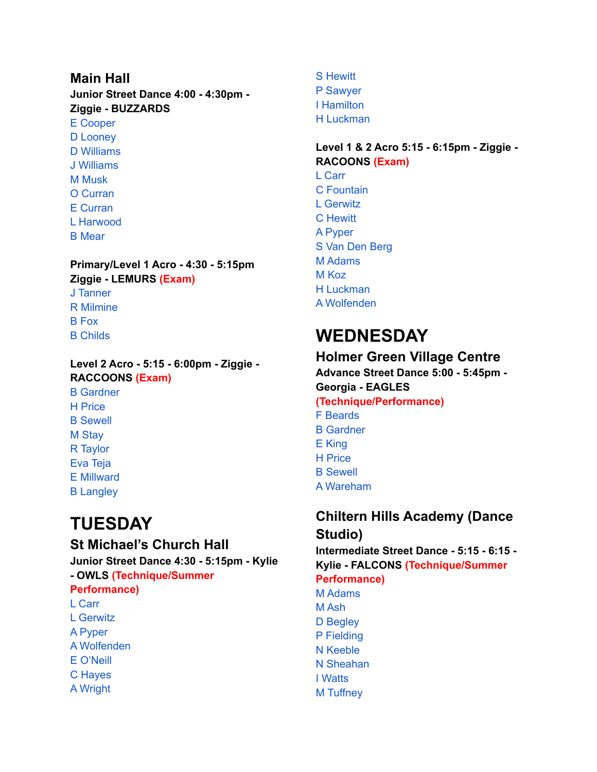## Main Hall

**Junior Street Dance 4:00 - 4:30pm - Ziggie - BUZZARDS**

E Cooper
D Looney
D Williams
J Williams
M Musk
O Curran
E Curran
L Harwood
B Mear

**Primary/Level 1 Acro - 4:30 - 5:15pm Ziggie - LEMURS (Exam)**

J Tanner
R Milmine
B Fox
B Childs

**Level 2 Acro - 5:15 - 6:00pm - Ziggie - RACCOONS (Exam)**

B Gardner
H Price
B Sewell
M Stay
R Taylor
Eva Teja
E Millward
B Langley

# TUESDAY

## St Michael's Church Hall

**Junior Street Dance 4:30 - 5:15pm - Kylie - OWLS (Technique/Summer Performance)**

L Carr
L Gerwitz
A Pyper
A Wolfenden
E O'Neill
C Hayes
A Wright
S Hewitt
P Sawyer
I Hamilton
H Luckman

**Level 1 & 2 Acro 5:15 - 6:15pm - Ziggie - RACOONS (Exam)**

L Carr
C Fountain
L Gerwitz
C Hewitt
A Pyper
S Van Den Berg
M Adams
M Koz
H Luckman
A Wolfenden

# WEDNESDAY

## Holmer Green Village Centre

**Advance Street Dance 5:00 - 5:45pm - Georgia - EAGLES (Technique/Performance)**

F Beards
B Gardner
E King
H Price
B Sewell
A Wareham

## Chiltern Hills Academy (Dance Studio)

**Intermediate Street Dance - 5:15 - 6:15 - Kylie - FALCONS (Technique/Summer Performance)**

M Adams
M Ash
D Begley
P Fielding
N Keeble
N Sheahan
I Watts
M Tuffney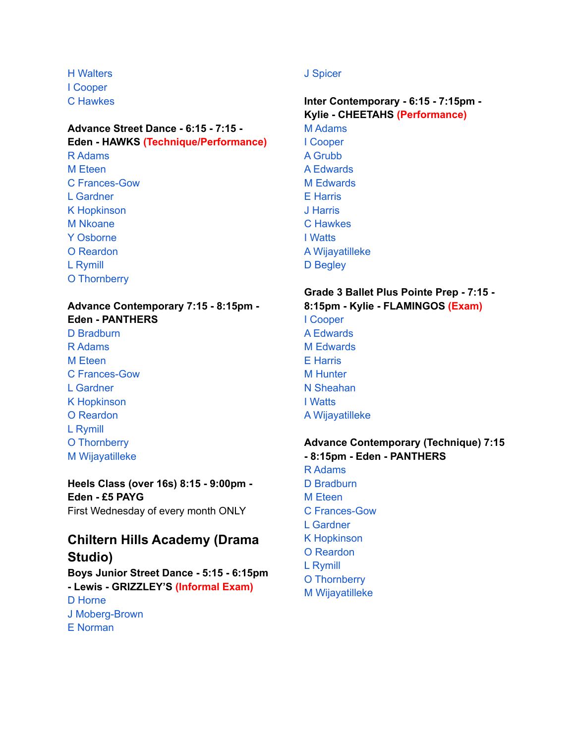H Walters
I Cooper
C Hawkes

**Advance Street Dance - 6:15 - 7:15 - Eden - HAWKS (Technique/Performance)**
R Adams
M Eteen
C Frances-Gow
L Gardner
K Hopkinson
M Nkoane
Y Osborne
O Reardon
L Rymill
O Thornberry

**Advance Contemporary 7:15 - 8:15pm - Eden - PANTHERS**
D Bradburn
R Adams
M Eteen
C Frances-Gow
L Gardner
K Hopkinson
O Reardon
L Rymill
O Thornberry
M Wijayatilleke

**Heels Class (over 16s) 8:15 - 9:00pm - Eden - £5 PAYG**
First Wednesday of every month ONLY

## Chiltern Hills Academy (Drama Studio)

**Boys Junior Street Dance - 5:15 - 6:15pm - Lewis - GRIZZLEY'S (Informal Exam)**
D Horne
J Moberg-Brown
E Norman
J Spicer

**Inter Contemporary - 6:15 - 7:15pm - Kylie - CHEETAHS (Performance)**
M Adams
I Cooper
A Grubb
A Edwards
M Edwards
E Harris
J Harris
C Hawkes
I Watts
A Wijayatilleke
D Begley

**Grade 3 Ballet Plus Pointe Prep - 7:15 - 8:15pm - Kylie - FLAMINGOS (Exam)**
I Cooper
A Edwards
M Edwards
E Harris
M Hunter
N Sheahan
I Watts
A Wijayatilleke

**Advance Contemporary (Technique) 7:15 - 8:15pm - Eden - PANTHERS**
R Adams
D Bradburn
M Eteen
C Frances-Gow
L Gardner
K Hopkinson
O Reardon
L Rymill
O Thornberry
M Wijayatilleke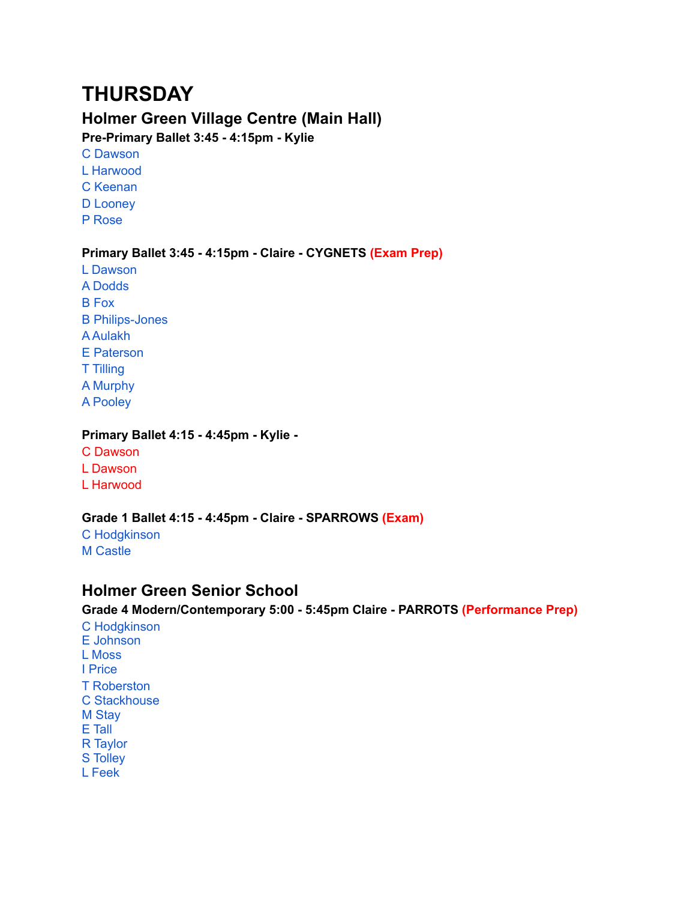# THURSDAY

## Holmer Green Village Centre (Main Hall)

**Pre-Primary Ballet 3:45 - 4:15pm - Kylie**

C Dawson
L Harwood
C Keenan
D Looney
P Rose

**Primary Ballet 3:45 - 4:15pm - Claire - CYGNETS (Exam Prep)**

L Dawson
A Dodds
B Fox
B Philips-Jones
A Aulakh
E Paterson
T Tilling
A Murphy
A Pooley

**Primary Ballet 4:15 - 4:45pm - Kylie -**

C Dawson
L Dawson
L Harwood

**Grade 1 Ballet 4:15 - 4:45pm - Claire - SPARROWS (Exam)**

C Hodgkinson
M Castle

## Holmer Green Senior School

**Grade 4 Modern/Contemporary 5:00 - 5:45pm Claire - PARROTS (Performance Prep)**

C Hodgkinson
E Johnson
L Moss
I Price
T Roberston
C Stackhouse
M Stay
E Tall
R Taylor
S Tolley
L Feek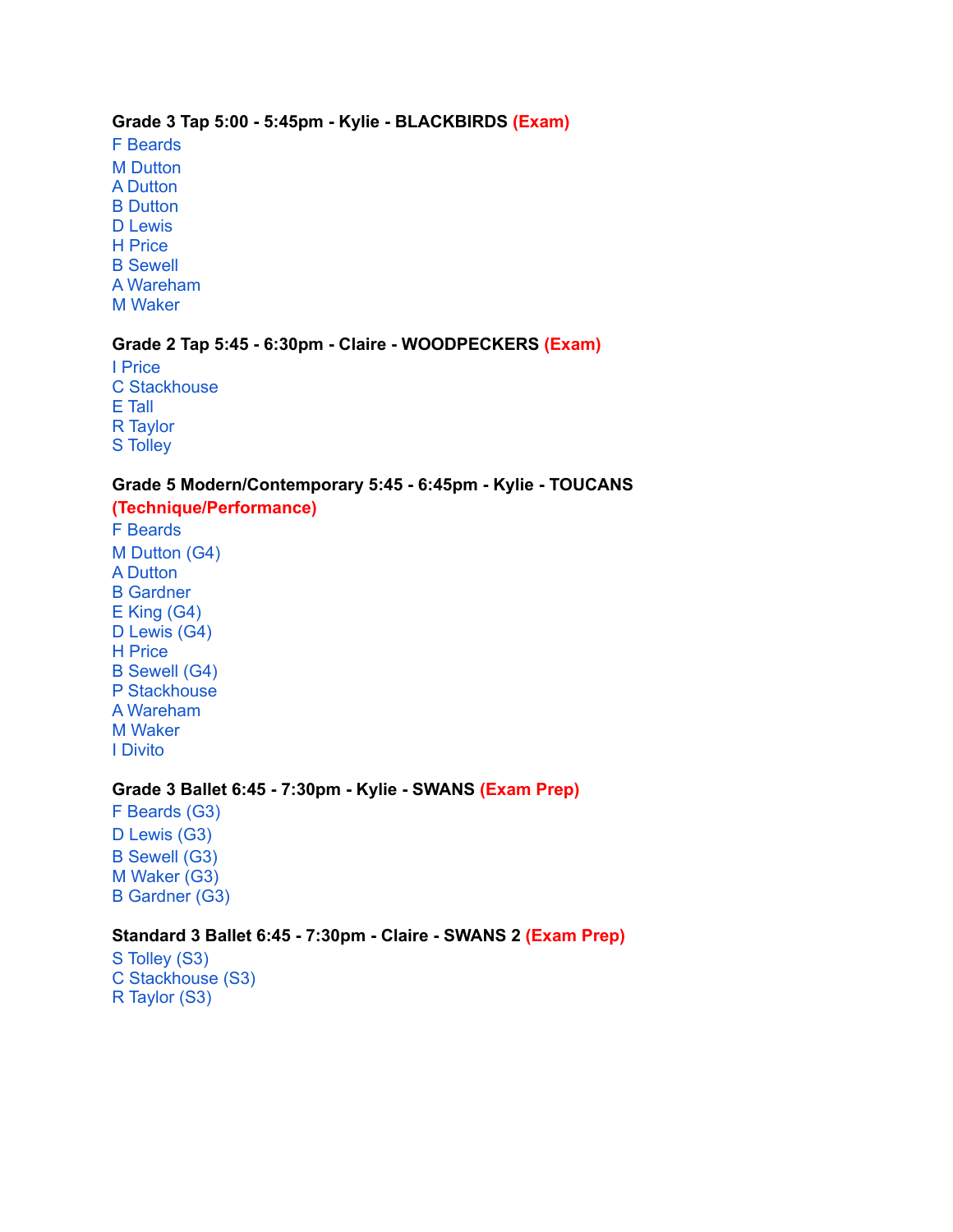**Grade 3 Tap 5:00 - 5:45pm - Kylie - BLACKBIRDS (Exam)**

F Beards
M Dutton
A Dutton
B Dutton
D Lewis
H Price
B Sewell
A Wareham
M Waker

**Grade 2 Tap 5:45 - 6:30pm - Claire - WOODPECKERS (Exam)**

I Price
C Stackhouse
E Tall
R Taylor
S Tolley

**Grade 5 Modern/Contemporary 5:45 - 6:45pm - Kylie - TOUCANS (Technique/Performance)**

F Beards
M Dutton (G4)
A Dutton
B Gardner
E King (G4)
D Lewis (G4)
H Price
B Sewell (G4)
P Stackhouse
A Wareham
M Waker
I Divito

**Grade 3 Ballet 6:45 - 7:30pm - Kylie - SWANS (Exam Prep)**

F Beards (G3)
D Lewis (G3)
B Sewell (G3)
M Waker (G3)
B Gardner (G3)

**Standard 3 Ballet 6:45 - 7:30pm - Claire - SWANS 2 (Exam Prep)**

S Tolley (S3)
C Stackhouse (S3)
R Taylor (S3)